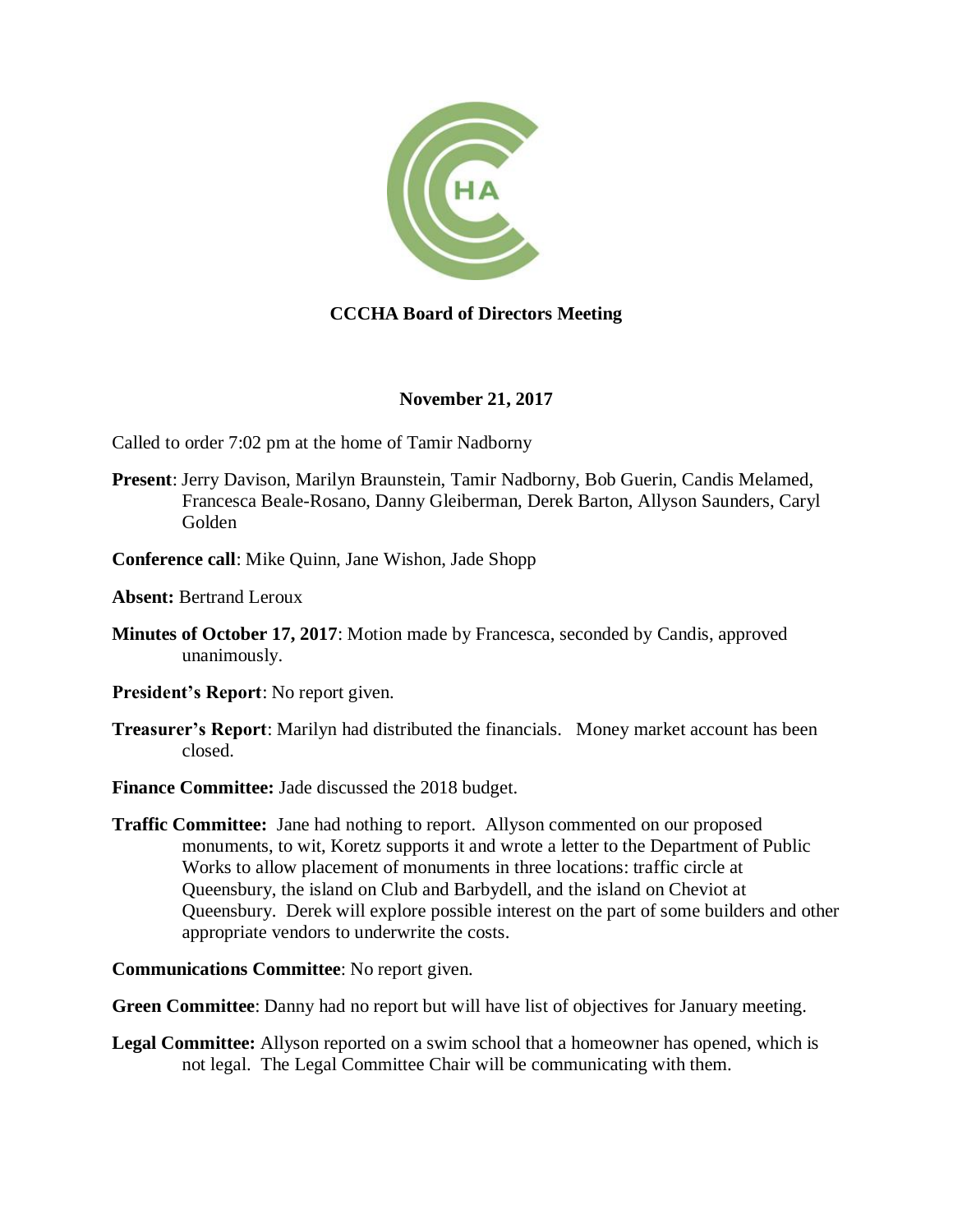# CCCHA Board of Directors Meeting

**November 21, 2017**

Called to order 7:02 pm at the home of Tamir Nadborny

**Present**: Jerry Davison, Marilyn Braunstein, Tamir Nadborny, Bob Guerin, Candis Melamed, Francesca Beale-Rosano, Danny Gleiberman, Derek Barton, Allyson Saunders, Caryl Golden

**Conference call**: Mike Quinn, Jane Wishon, Jade Shopp

**Absent:** Bertrand Leroux

**Minutes of October 17, 2017**: Motion made by Francesca, seconded by Candis, approved unanimously.

**President's Report**: No report given.

**Treasurer's Report**: Marilyn had distributed the financials. Money market account has been closed.

**Finance Committee:** Jade discussed the 2018 budget.

**Traffic Committee:** Jane had nothing to report. Allyson commented on our proposed monuments, to wit, Koretz supports it and wrote a letter to the Department of Public Works to allow placement of monuments in three locations: traffic circle at Queensbury, the island on Club and Barbydell, and the island on Cheviot at Queensbury. Derek will explore possible interest on the part of some builders and other appropriate vendors to underwrite the costs.

**Communications Committee**: No report given.

**Green Committee**: Danny had no report but will have list of objectives for January meeting.

**Legal Committee:** Allyson reported on a swim school that a homeowner has opened, which is not legal. The Legal Committee Chair will be communicating with them.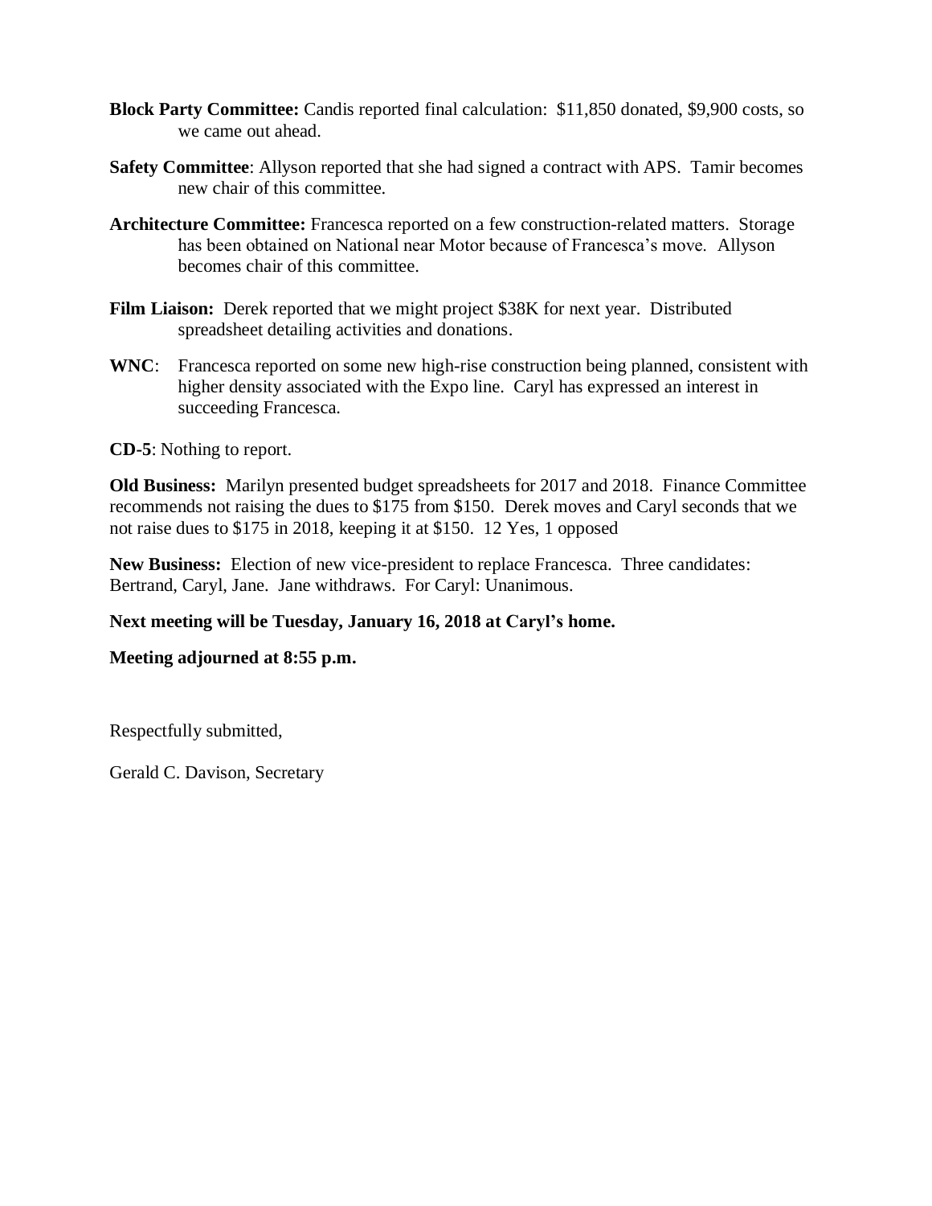**Block Party Committee:** Candis reported final calculation: \$11,850 donated, \$9,900 costs, so we came out ahead.

**Safety Committee**: Allyson reported that she had signed a contract with APS. Tamir becomes new chair of this committee.

**Architecture Committee:** Francesca reported on a few construction-related matters. Storage has been obtained on National near Motor because of Francesca's move. Allyson becomes chair of this committee.

**Film Liaison:** Derek reported that we might project \$38K for next year. Distributed spreadsheet detailing activities and donations.

**WNC**: Francesca reported on some new high-rise construction being planned, consistent with higher density associated with the Expo line. Caryl has expressed an interest in succeeding Francesca.

**CD-5**: Nothing to report.

**Old Business:** Marilyn presented budget spreadsheets for 2017 and 2018. Finance Committee recommends not raising the dues to \$175 from \$150. Derek moves and Caryl seconds that we not raise dues to \$175 in 2018, keeping it at \$150. 12 Yes, 1 opposed

**New Business:** Election of new vice-president to replace Francesca. Three candidates: Bertrand, Caryl, Jane. Jane withdraws. For Caryl: Unanimous.

**Next meeting will be Tuesday, January 16, 2018 at Caryl's home.**

**Meeting adjourned at 8:55 p.m.**

Respectfully submitted,

Gerald C. Davison, Secretary